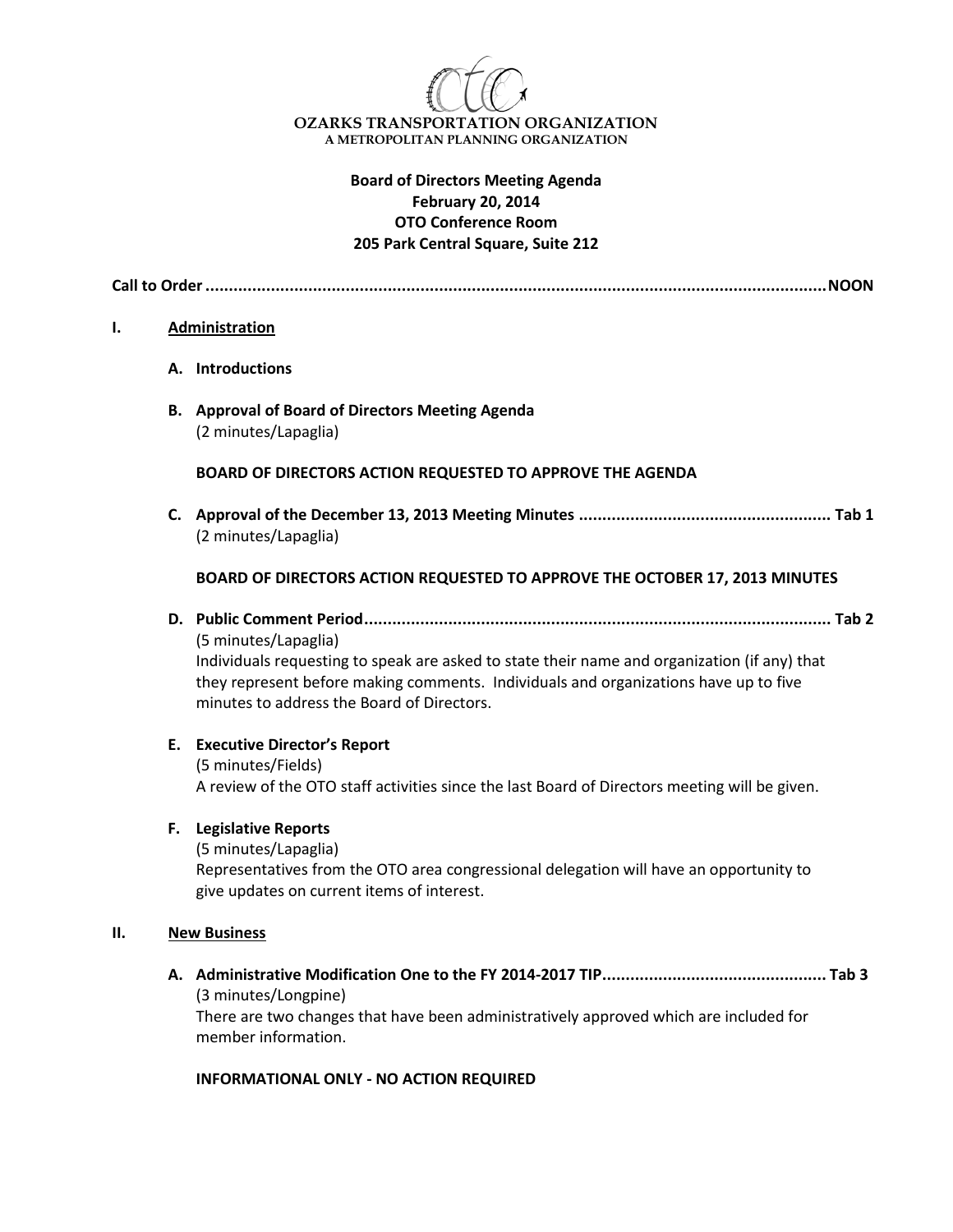**OZARKS TRANSPORTATION ORGANIZATION**
A METROPOLITAN PLANNING ORGANIZATION

**Board of Directors Meeting Agenda**
**February 20, 2014**
**OTO Conference Room**
**205 Park Central Square, Suite 212**

**Call to Order ......................................................................................................................NOON**

**I. Administration**

**A. Introductions**

**B. Approval of Board of Directors Meeting Agenda**
(2 minutes/Lapaglia)

**BOARD OF DIRECTORS ACTION REQUESTED TO APPROVE THE AGENDA**

**C. Approval of the December 13, 2013 Meeting Minutes ...................................................... Tab 1**
(2 minutes/Lapaglia)

**BOARD OF DIRECTORS ACTION REQUESTED TO APPROVE THE OCTOBER 17, 2013 MINUTES**

**D. Public Comment Period................................................................................................. Tab 2**
(5 minutes/Lapaglia)
Individuals requesting to speak are asked to state their name and organization (if any) that they represent before making comments. Individuals and organizations have up to five minutes to address the Board of Directors.

**E. Executive Director's Report**
(5 minutes/Fields)
A review of the OTO staff activities since the last Board of Directors meeting will be given.

**F. Legislative Reports**
(5 minutes/Lapaglia)
Representatives from the OTO area congressional delegation will have an opportunity to give updates on current items of interest.

**II. New Business**

**A. Administrative Modification One to the FY 2014-2017 TIP................................................ Tab 3**
(3 minutes/Longpine)
There are two changes that have been administratively approved which are included for member information.

**INFORMATIONAL ONLY - NO ACTION REQUIRED**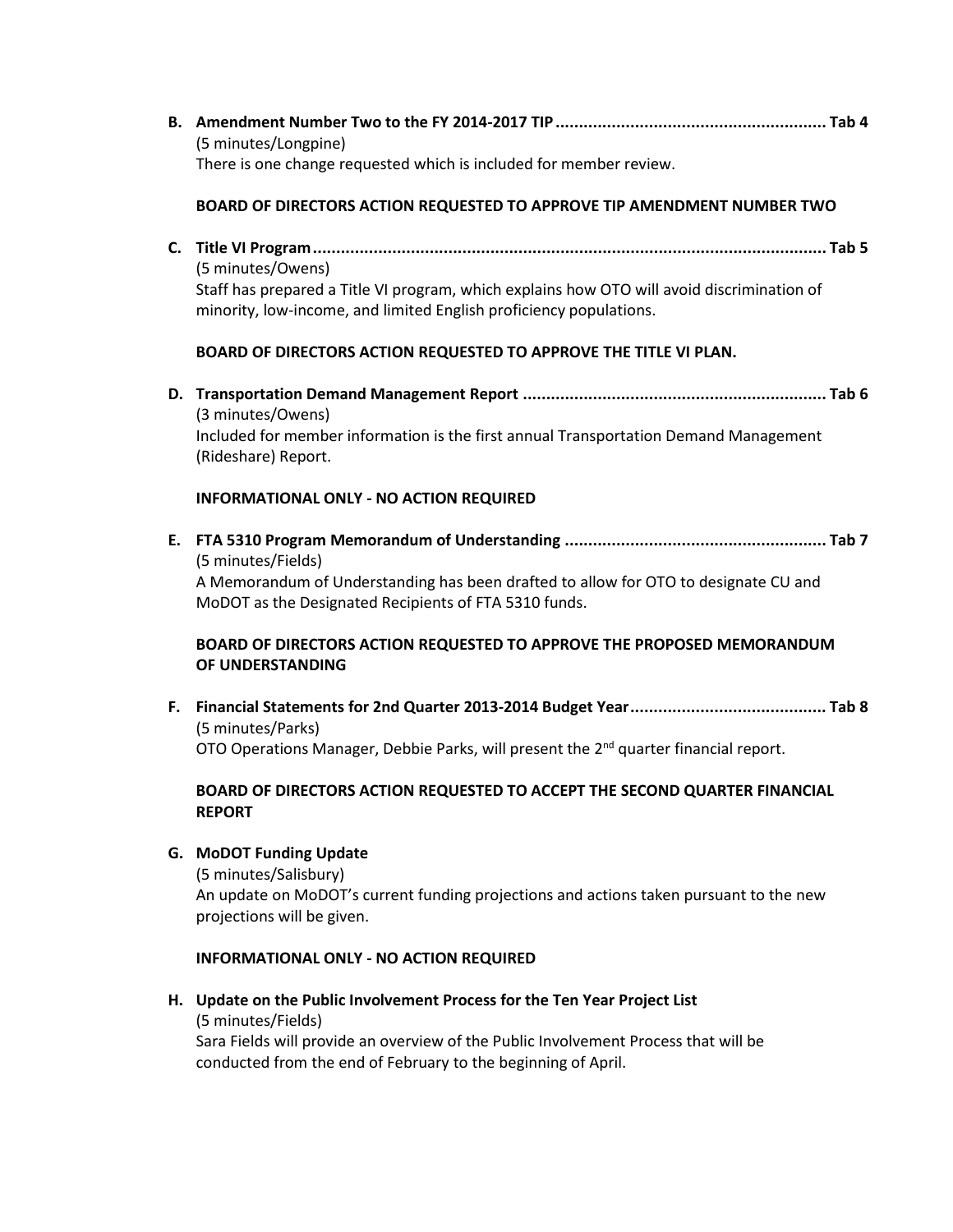**B. Amendment Number Two to the FY 2014-2017 TIP.......................................................... Tab 4**

(5 minutes/Longpine)

There is one change requested which is included for member review.

**BOARD OF DIRECTORS ACTION REQUESTED TO APPROVE TIP AMENDMENT NUMBER TWO**

**C. Title VI Program............................................................................................................. Tab 5**

(5 minutes/Owens)

Staff has prepared a Title VI program, which explains how OTO will avoid discrimination of minority, low-income, and limited English proficiency populations.

**BOARD OF DIRECTORS ACTION REQUESTED TO APPROVE THE TITLE VI PLAN.**

**D. Transportation Demand Management Report ................................................................ Tab 6**

(3 minutes/Owens)

Included for member information is the first annual Transportation Demand Management (Rideshare) Report.

**INFORMATIONAL ONLY - NO ACTION REQUIRED**

**E. FTA 5310 Program Memorandum of Understanding ....................................................... Tab 7**

(5 minutes/Fields)

A Memorandum of Understanding has been drafted to allow for OTO to designate CU and MoDOT as the Designated Recipients of FTA 5310 funds.

**BOARD OF DIRECTORS ACTION REQUESTED TO APPROVE THE PROPOSED MEMORANDUM OF UNDERSTANDING**

**F. Financial Statements for 2nd Quarter 2013-2014 Budget Year.......................................... Tab 8**

(5 minutes/Parks)

OTO Operations Manager, Debbie Parks, will present the 2nd quarter financial report.

**BOARD OF DIRECTORS ACTION REQUESTED TO ACCEPT THE SECOND QUARTER FINANCIAL REPORT**

**G. MoDOT Funding Update**

(5 minutes/Salisbury)

An update on MoDOT's current funding projections and actions taken pursuant to the new projections will be given.

**INFORMATIONAL ONLY - NO ACTION REQUIRED**

**H. Update on the Public Involvement Process for the Ten Year Project List**

(5 minutes/Fields)

Sara Fields will provide an overview of the Public Involvement Process that will be conducted from the end of February to the beginning of April.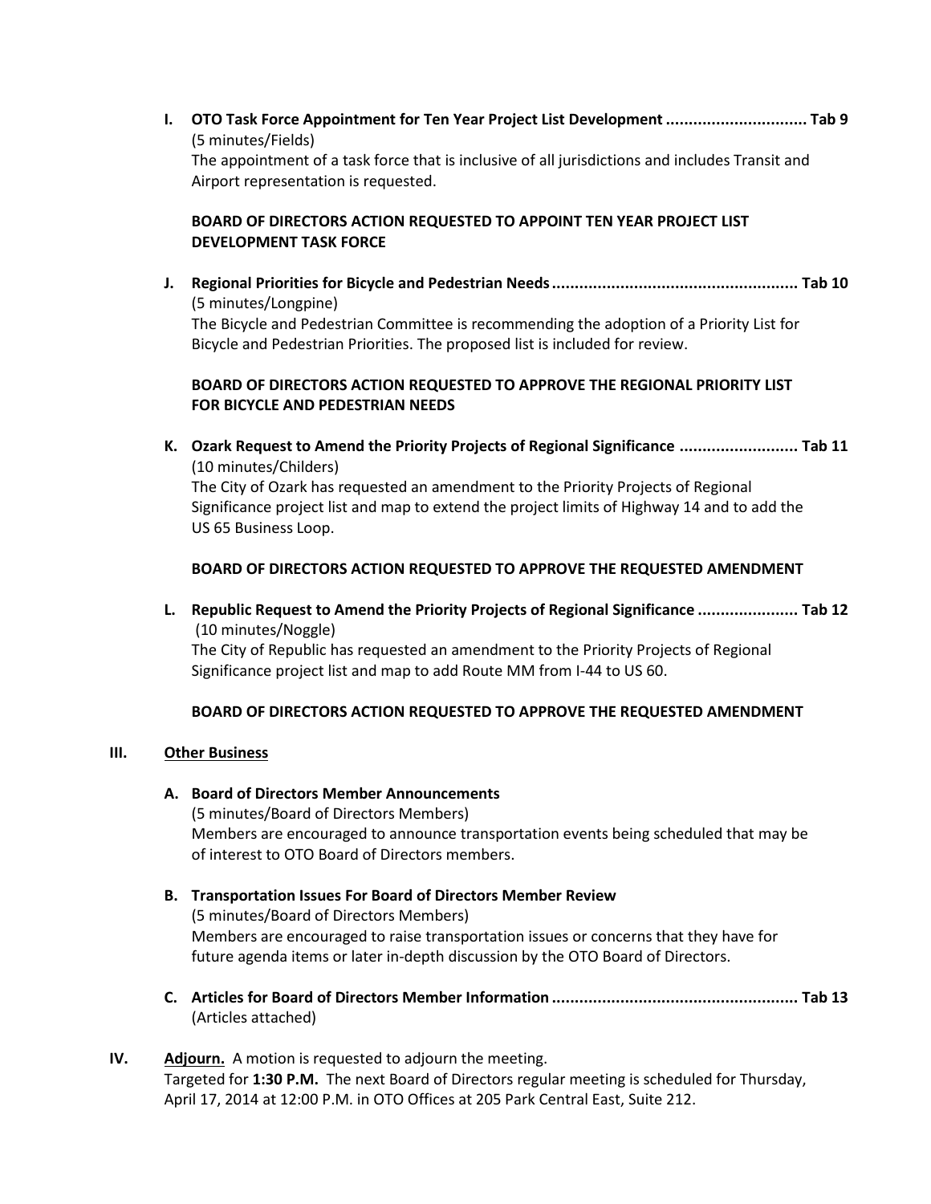**I. OTO Task Force Appointment for Ten Year Project List Development ............................... Tab 9**
(5 minutes/Fields)
The appointment of a task force that is inclusive of all jurisdictions and includes Transit and Airport representation is requested.

**BOARD OF DIRECTORS ACTION REQUESTED TO APPOINT TEN YEAR PROJECT LIST DEVELOPMENT TASK FORCE**

**J. Regional Priorities for Bicycle and Pedestrian Needs..................................................... Tab 10**
(5 minutes/Longpine)
The Bicycle and Pedestrian Committee is recommending the adoption of a Priority List for Bicycle and Pedestrian Priorities. The proposed list is included for review.

**BOARD OF DIRECTORS ACTION REQUESTED TO APPROVE THE REGIONAL PRIORITY LIST FOR BICYCLE AND PEDESTRIAN NEEDS**

**K. Ozark Request to Amend the Priority Projects of Regional Significance .......................... Tab 11**
(10 minutes/Childers)
The City of Ozark has requested an amendment to the Priority Projects of Regional Significance project list and map to extend the project limits of Highway 14 and to add the US 65 Business Loop.

**BOARD OF DIRECTORS ACTION REQUESTED TO APPROVE THE REQUESTED AMENDMENT**

**L. Republic Request to Amend the Priority Projects of Regional Significance ...................... Tab 12**
(10 minutes/Noggle)
The City of Republic has requested an amendment to the Priority Projects of Regional Significance project list and map to add Route MM from I-44 to US 60.

**BOARD OF DIRECTORS ACTION REQUESTED TO APPROVE THE REQUESTED AMENDMENT**

## III. Other Business

**A. Board of Directors Member Announcements**
(5 minutes/Board of Directors Members)
Members are encouraged to announce transportation events being scheduled that may be of interest to OTO Board of Directors members.

**B. Transportation Issues For Board of Directors Member Review**
(5 minutes/Board of Directors Members)
Members are encouraged to raise transportation issues or concerns that they have for future agenda items or later in-depth discussion by the OTO Board of Directors.

**C. Articles for Board of Directors Member Information ..................................................... Tab 13**
(Articles attached)

## IV. Adjourn.

A motion is requested to adjourn the meeting.
Targeted for **1:30 P.M.** The next Board of Directors regular meeting is scheduled for Thursday, April 17, 2014 at 12:00 P.M. in OTO Offices at 205 Park Central East, Suite 212.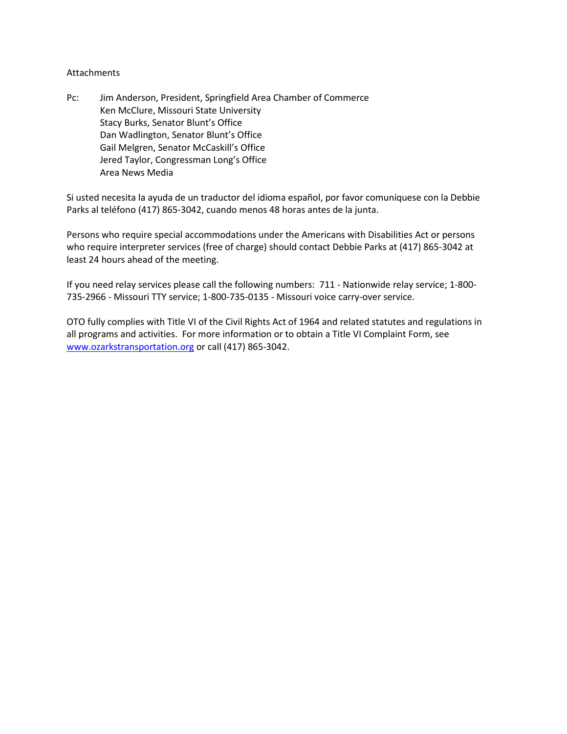Attachments

Pc: Jim Anderson, President, Springfield Area Chamber of Commerce
Ken McClure, Missouri State University
Stacy Burks, Senator Blunt's Office
Dan Wadlington, Senator Blunt's Office
Gail Melgren, Senator McCaskill's Office
Jered Taylor, Congressman Long's Office
Area News Media

Si usted necesita la ayuda de un traductor del idioma español, por favor comuníquese con la Debbie Parks al teléfono (417) 865-3042, cuando menos 48 horas antes de la junta.

Persons who require special accommodations under the Americans with Disabilities Act or persons who require interpreter services (free of charge) should contact Debbie Parks at (417) 865-3042 at least 24 hours ahead of the meeting.

If you need relay services please call the following numbers: 711 - Nationwide relay service; 1-800-735-2966 - Missouri TTY service; 1-800-735-0135 - Missouri voice carry-over service.

OTO fully complies with Title VI of the Civil Rights Act of 1964 and related statutes and regulations in all programs and activities. For more information or to obtain a Title VI Complaint Form, see www.ozarkstransportation.org or call (417) 865-3042.